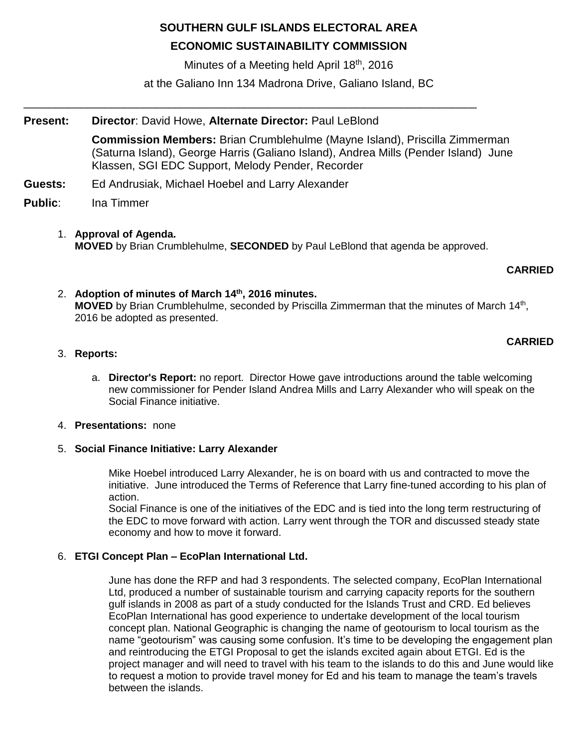# SOUTHERN GULF ISLANDS ELECTORAL AREA

## ECONOMIC SUSTAINABILITY COMMISSION

Minutes of a Meeting held April 18th, 2016

at the Galiano Inn 134 Madrona Drive, Galiano Island, BC

---

**Present:** **Director**: David Howe, **Alternate Director:** Paul LeBlond

**Commission Members:** Brian Crumblehulme (Mayne Island), Priscilla Zimmerman (Saturna Island), George Harris (Galiano Island), Andrea Mills (Pender Island) June Klassen, SGI EDC Support, Melody Pender, Recorder

**Guests:** Ed Andrusiak, Michael Hoebel and Larry Alexander

**Public**: Ina Timmer

1. **Approval of Agenda.**
   **MOVED** by Brian Crumblehulme, **SECONDED** by Paul LeBlond that agenda be approved.

   **CARRIED**

2. **Adoption of minutes of March 14th, 2016 minutes.**
   **MOVED** by Brian Crumblehulme, seconded by Priscilla Zimmerman that the minutes of March 14th, 2016 be adopted as presented.

   **CARRIED**

3. **Reports:**

   a. **Director's Report:** no report. Director Howe gave introductions around the table welcoming new commissioner for Pender Island Andrea Mills and Larry Alexander who will speak on the Social Finance initiative.

4. **Presentations:** none

5. **Social Finance Initiative: Larry Alexander**

   Mike Hoebel introduced Larry Alexander, he is on board with us and contracted to move the initiative. June introduced the Terms of Reference that Larry fine-tuned according to his plan of action.
   Social Finance is one of the initiatives of the EDC and is tied into the long term restructuring of the EDC to move forward with action. Larry went through the TOR and discussed steady state economy and how to move it forward.

6. **ETGI Concept Plan – EcoPlan International Ltd.**

   June has done the RFP and had 3 respondents. The selected company, EcoPlan International Ltd, produced a number of sustainable tourism and carrying capacity reports for the southern gulf islands in 2008 as part of a study conducted for the Islands Trust and CRD. Ed believes EcoPlan International has good experience to undertake development of the local tourism concept plan. National Geographic is changing the name of geotourism to local tourism as the name "geotourism" was causing some confusion. It's time to be developing the engagement plan and reintroducing the ETGI Proposal to get the islands excited again about ETGI. Ed is the project manager and will need to travel with his team to the islands to do this and June would like to request a motion to provide travel money for Ed and his team to manage the team's travels between the islands.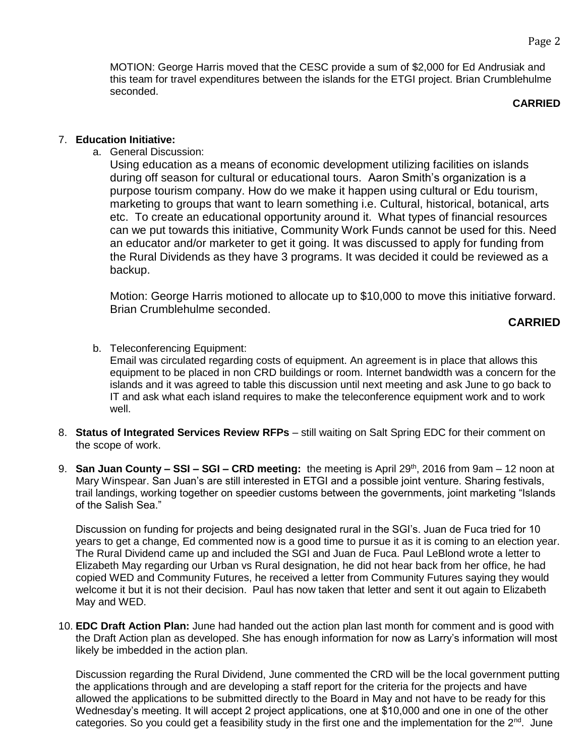MOTION: George Harris moved that the CESC provide a sum of $2,000 for Ed Andrusiak and this team for travel expenditures between the islands for the ETGI project. Brian Crumblehulme seconded.

**CARRIED**

7. **Education Initiative:**
   a. General Discussion:
      Using education as a means of economic development utilizing facilities on islands during off season for cultural or educational tours. Aaron Smith's organization is a purpose tourism company. How do we make it happen using cultural or Edu tourism, marketing to groups that want to learn something i.e. Cultural, historical, botanical, arts etc. To create an educational opportunity around it. What types of financial resources can we put towards this initiative, Community Work Funds cannot be used for this. Need an educator and/or marketer to get it going. It was discussed to apply for funding from the Rural Dividends as they have 3 programs. It was decided it could be reviewed as a backup.

      Motion: George Harris motioned to allocate up to $10,000 to move this initiative forward. Brian Crumblehulme seconded.

      **CARRIED**

   b. Teleconferencing Equipment:
      Email was circulated regarding costs of equipment. An agreement is in place that allows this equipment to be placed in non CRD buildings or room. Internet bandwidth was a concern for the islands and it was agreed to table this discussion until next meeting and ask June to go back to IT and ask what each island requires to make the teleconference equipment work and to work well.

8. **Status of Integrated Services Review RFPs** – still waiting on Salt Spring EDC for their comment on the scope of work.

9. **San Juan County – SSI – SGI – CRD meeting:** the meeting is April 29th, 2016 from 9am – 12 noon at Mary Winspear. San Juan's are still interested in ETGI and a possible joint venture. Sharing festivals, trail landings, working together on speedier customs between the governments, joint marketing "Islands of the Salish Sea."

   Discussion on funding for projects and being designated rural in the SGI's. Juan de Fuca tried for 10 years to get a change, Ed commented now is a good time to pursue it as it is coming to an election year. The Rural Dividend came up and included the SGI and Juan de Fuca. Paul LeBlond wrote a letter to Elizabeth May regarding our Urban vs Rural designation, he did not hear back from her office, he had copied WED and Community Futures, he received a letter from Community Futures saying they would welcome it but it is not their decision. Paul has now taken that letter and sent it out again to Elizabeth May and WED.

10. **EDC Draft Action Plan:** June had handed out the action plan last month for comment and is good with the Draft Action plan as developed. She has enough information for now as Larry's information will most likely be imbedded in the action plan.

    Discussion regarding the Rural Dividend, June commented the CRD will be the local government putting the applications through and are developing a staff report for the criteria for the projects and have allowed the applications to be submitted directly to the Board in May and not have to be ready for this Wednesday's meeting. It will accept 2 project applications, one at $10,000 and one in one of the other categories. So you could get a feasibility study in the first one and the implementation for the 2nd. June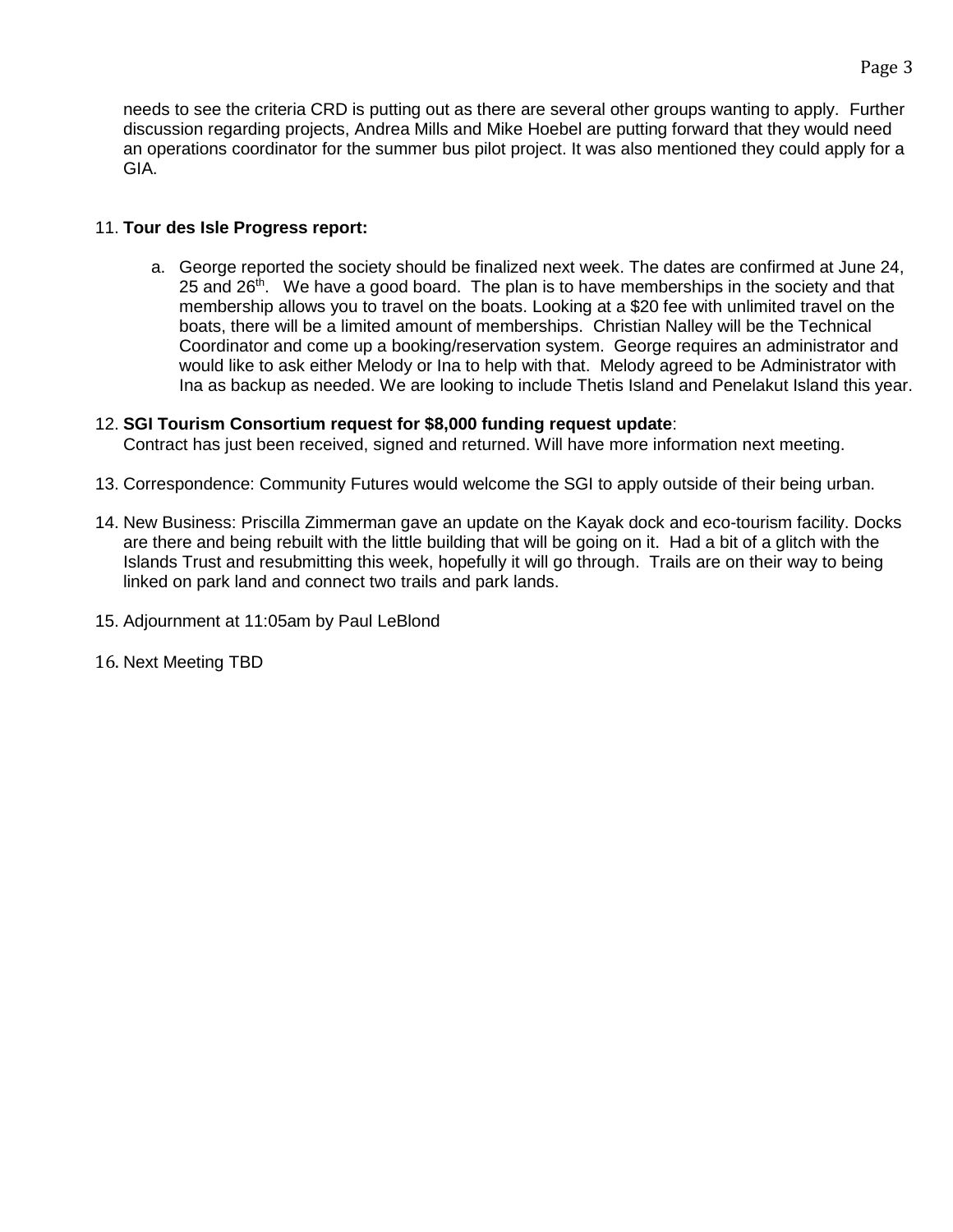needs to see the criteria CRD is putting out as there are several other groups wanting to apply. Further discussion regarding projects, Andrea Mills and Mike Hoebel are putting forward that they would need an operations coordinator for the summer bus pilot project. It was also mentioned they could apply for a GIA.

11. **Tour des Isle Progress report:**

    a. George reported the society should be finalized next week. The dates are confirmed at June 24, 25 and 26th. We have a good board. The plan is to have memberships in the society and that membership allows you to travel on the boats. Looking at a $20 fee with unlimited travel on the boats, there will be a limited amount of memberships. Christian Nalley will be the Technical Coordinator and come up a booking/reservation system. George requires an administrator and would like to ask either Melody or Ina to help with that. Melody agreed to be Administrator with Ina as backup as needed. We are looking to include Thetis Island and Penelakut Island this year.

12. **SGI Tourism Consortium request for $8,000 funding request update**:
    Contract has just been received, signed and returned. Will have more information next meeting.

13. Correspondence: Community Futures would welcome the SGI to apply outside of their being urban.

14. New Business: Priscilla Zimmerman gave an update on the Kayak dock and eco-tourism facility. Docks are there and being rebuilt with the little building that will be going on it. Had a bit of a glitch with the Islands Trust and resubmitting this week, hopefully it will go through. Trails are on their way to being linked on park land and connect two trails and park lands.

15. Adjournment at 11:05am by Paul LeBlond

16. Next Meeting TBD